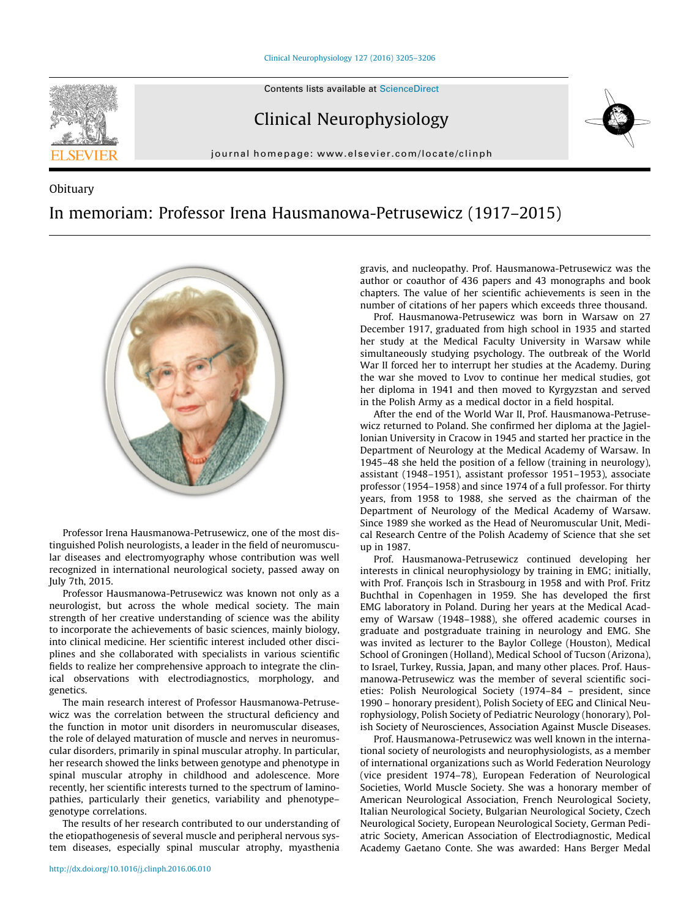Obituary

# In memoriam: Professor Irena Hausmanowa-Petrusewicz (1917–2015)

Professor Irena Hausmanowa-Petrusewicz, one of the most distinguished Polish neurologists, a leader in the field of neuromuscular diseases and electromyography whose contribution was well recognized in international neurological society, passed away on July 7th, 2015.

Professor Hausmanowa-Petrusewicz was known not only as a neurologist, but across the whole medical society. The main strength of her creative understanding of science was the ability to incorporate the achievements of basic sciences, mainly biology, into clinical medicine. Her scientific interest included other disciplines and she collaborated with specialists in various scientific fields to realize her comprehensive approach to integrate the clinical observations with electrodiagnostics, morphology, and genetics.

The main research interest of Professor Hausmanowa-Petrusewicz was the correlation between the structural deficiency and the function in motor unit disorders in neuromuscular diseases, the role of delayed maturation of muscle and nerves in neuromuscular disorders, primarily in spinal muscular atrophy. In particular, her research showed the links between genotype and phenotype in spinal muscular atrophy in childhood and adolescence. More recently, her scientific interests turned to the spectrum of laminopathies, particularly their genetics, variability and phenotype–genotype correlations.

The results of her research contributed to our understanding of the etiopathogenesis of several muscle and peripheral nervous system diseases, especially spinal muscular atrophy, myasthenia gravis, and nucleopathy. Prof. Hausmanowa-Petrusewicz was the author or coauthor of 436 papers and 43 monographs and book chapters. The value of her scientific achievements is seen in the number of citations of her papers which exceeds three thousand.

Prof. Hausmanowa-Petrusewicz was born in Warsaw on 27 December 1917, graduated from high school in 1935 and started her study at the Medical Faculty University in Warsaw while simultaneously studying psychology. The outbreak of the World War II forced her to interrupt her studies at the Academy. During the war she moved to Lvov to continue her medical studies, got her diploma in 1941 and then moved to Kyrgyzstan and served in the Polish Army as a medical doctor in a field hospital.

After the end of the World War II, Prof. Hausmanowa-Petrusewicz returned to Poland. She confirmed her diploma at the Jagiellonian University in Cracow in 1945 and started her practice in the Department of Neurology at the Medical Academy of Warsaw. In 1945–48 she held the position of a fellow (training in neurology), assistant (1948–1951), assistant professor 1951–1953), associate professor (1954–1958) and since 1974 of a full professor. For thirty years, from 1958 to 1988, she served as the chairman of the Department of Neurology of the Medical Academy of Warsaw. Since 1989 she worked as the Head of Neuromuscular Unit, Medical Research Centre of the Polish Academy of Science that she set up in 1987.

Prof. Hausmanowa-Petrusewicz continued developing her interests in clinical neurophysiology by training in EMG; initially, with Prof. François Isch in Strasbourg in 1958 and with Prof. Fritz Buchthal in Copenhagen in 1959. She has developed the first EMG laboratory in Poland. During her years at the Medical Academy of Warsaw (1948–1988), she offered academic courses in graduate and postgraduate training in neurology and EMG. She was invited as lecturer to the Baylor College (Houston), Medical School of Groningen (Holland), Medical School of Tucson (Arizona), to Israel, Turkey, Russia, Japan, and many other places. Prof. Hausmanowa-Petrusewicz was the member of several scientific societies: Polish Neurological Society (1974–84 – president, since 1990 – honorary president), Polish Society of EEG and Clinical Neurophysiology, Polish Society of Pediatric Neurology (honorary), Polish Society of Neurosciences, Association Against Muscle Diseases.

Prof. Hausmanowa-Petrusewicz was well known in the international society of neurologists and neurophysiologists, as a member of international organizations such as World Federation Neurology (vice president 1974–78), European Federation of Neurological Societies, World Muscle Society. She was a honorary member of American Neurological Association, French Neurological Society, Italian Neurological Society, Bulgarian Neurological Society, Czech Neurological Society, European Neurological Society, German Pediatric Society, American Association of Electrodiagnostic, Medical Academy Gaetano Conte. She was awarded: Hans Berger Medal

http://dx.doi.org/10.1016/j.clinph.2016.06.010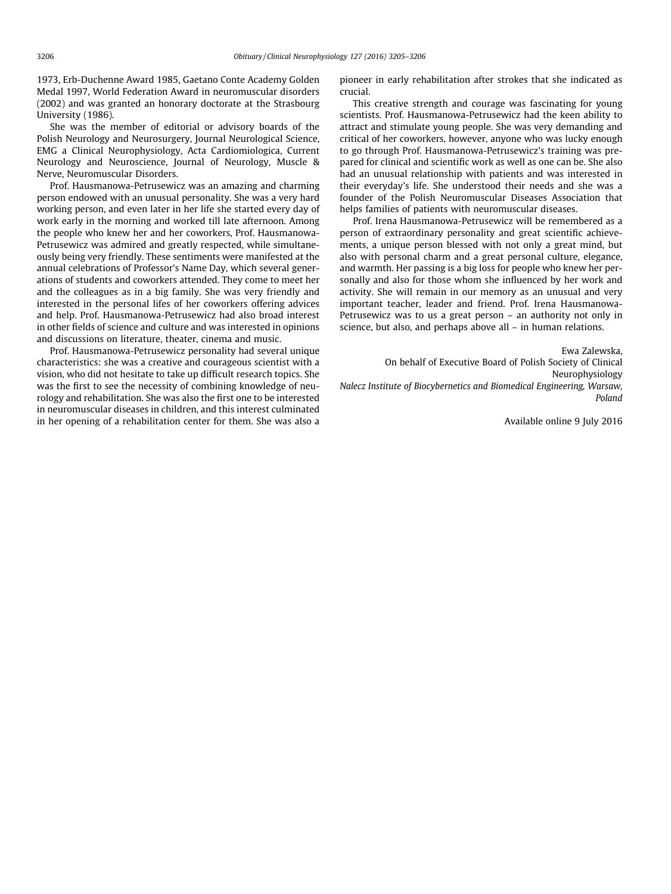1973, Erb-Duchenne Award 1985, Gaetano Conte Academy Golden Medal 1997, World Federation Award in neuromuscular disorders (2002) and was granted an honorary doctorate at the Strasbourg University (1986).

She was the member of editorial or advisory boards of the Polish Neurology and Neurosurgery, Journal Neurological Science, EMG a Clinical Neurophysiology, Acta Cardiomiologica, Current Neurology and Neuroscience, Journal of Neurology, Muscle & Nerve, Neuromuscular Disorders.

Prof. Hausmanowa-Petrusewicz was an amazing and charming person endowed with an unusual personality. She was a very hard working person, and even later in her life she started every day of work early in the morning and worked till late afternoon. Among the people who knew her and her coworkers, Prof. Hausmanowa-Petrusewicz was admired and greatly respected, while simultaneously being very friendly. These sentiments were manifested at the annual celebrations of Professor's Name Day, which several generations of students and coworkers attended. They come to meet her and the colleagues as in a big family. She was very friendly and interested in the personal lifes of her coworkers offering advices and help. Prof. Hausmanowa-Petrusewicz had also broad interest in other fields of science and culture and was interested in opinions and discussions on literature, theater, cinema and music.

Prof. Hausmanowa-Petrusewicz personality had several unique characteristics: she was a creative and courageous scientist with a vision, who did not hesitate to take up difficult research topics. She was the first to see the necessity of combining knowledge of neurology and rehabilitation. She was also the first one to be interested in neuromuscular diseases in children, and this interest culminated in her opening of a rehabilitation center for them. She was also a pioneer in early rehabilitation after strokes that she indicated as crucial.

This creative strength and courage was fascinating for young scientists. Prof. Hausmanowa-Petrusewicz had the keen ability to attract and stimulate young people. She was very demanding and critical of her coworkers, however, anyone who was lucky enough to go through Prof. Hausmanowa-Petrusewicz's training was prepared for clinical and scientific work as well as one can be. She also had an unusual relationship with patients and was interested in their everyday's life. She understood their needs and she was a founder of the Polish Neuromuscular Diseases Association that helps families of patients with neuromuscular diseases.

Prof. Irena Hausmanowa-Petrusewicz will be remembered as a person of extraordinary personality and great scientific achievements, a unique person blessed with not only a great mind, but also with personal charm and a great personal culture, elegance, and warmth. Her passing is a big loss for people who knew her personally and also for those whom she influenced by her work and activity. She will remain in our memory as an unusual and very important teacher, leader and friend. Prof. Irena Hausmanowa-Petrusewicz was to us a great person – an authority not only in science, but also, and perhaps above all – in human relations.

Ewa Zalewska,
On behalf of Executive Board of Polish Society of Clinical Neurophysiology
*Nalecz Institute of Biocybernetics and Biomedical Engineering, Warsaw, Poland*

Available online 9 July 2016